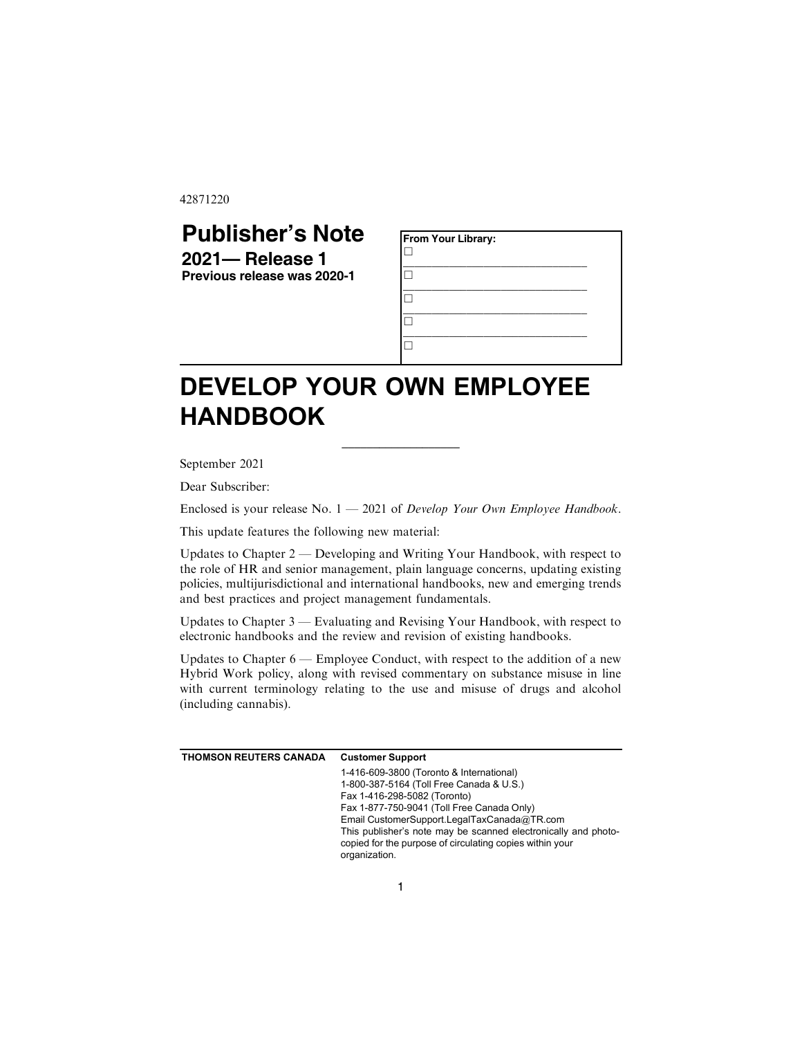42871220

# Publisher's Note

**2021— Release 1**
**Previous release was 2020-1**

**From Your Library:**

☐ ______________________________

☐ ______________________________

☐ ______________________________

☐ ______________________________

☐

# DEVELOP YOUR OWN EMPLOYEE HANDBOOK

September 2021

Dear Subscriber:

Enclosed is your release No. 1 — 2021 of *Develop Your Own Employee Handbook*.

This update features the following new material:

Updates to Chapter 2 — Developing and Writing Your Handbook, with respect to the role of HR and senior management, plain language concerns, updating existing policies, multijurisdictional and international handbooks, new and emerging trends and best practices and project management fundamentals.

Updates to Chapter 3 — Evaluating and Revising Your Handbook, with respect to electronic handbooks and the review and revision of existing handbooks.

Updates to Chapter 6 — Employee Conduct, with respect to the addition of a new Hybrid Work policy, along with revised commentary on substance misuse in line with current terminology relating to the use and misuse of drugs and alcohol (including cannabis).

---

**THOMSON REUTERS CANADA**

**Customer Support**

1-416-609-3800 (Toronto & International)
1-800-387-5164 (Toll Free Canada & U.S.)
Fax 1-416-298-5082 (Toronto)
Fax 1-877-750-9041 (Toll Free Canada Only)
Email CustomerSupport.LegalTaxCanada@TR.com
This publisher's note may be scanned electronically and photocopied for the purpose of circulating copies within your organization.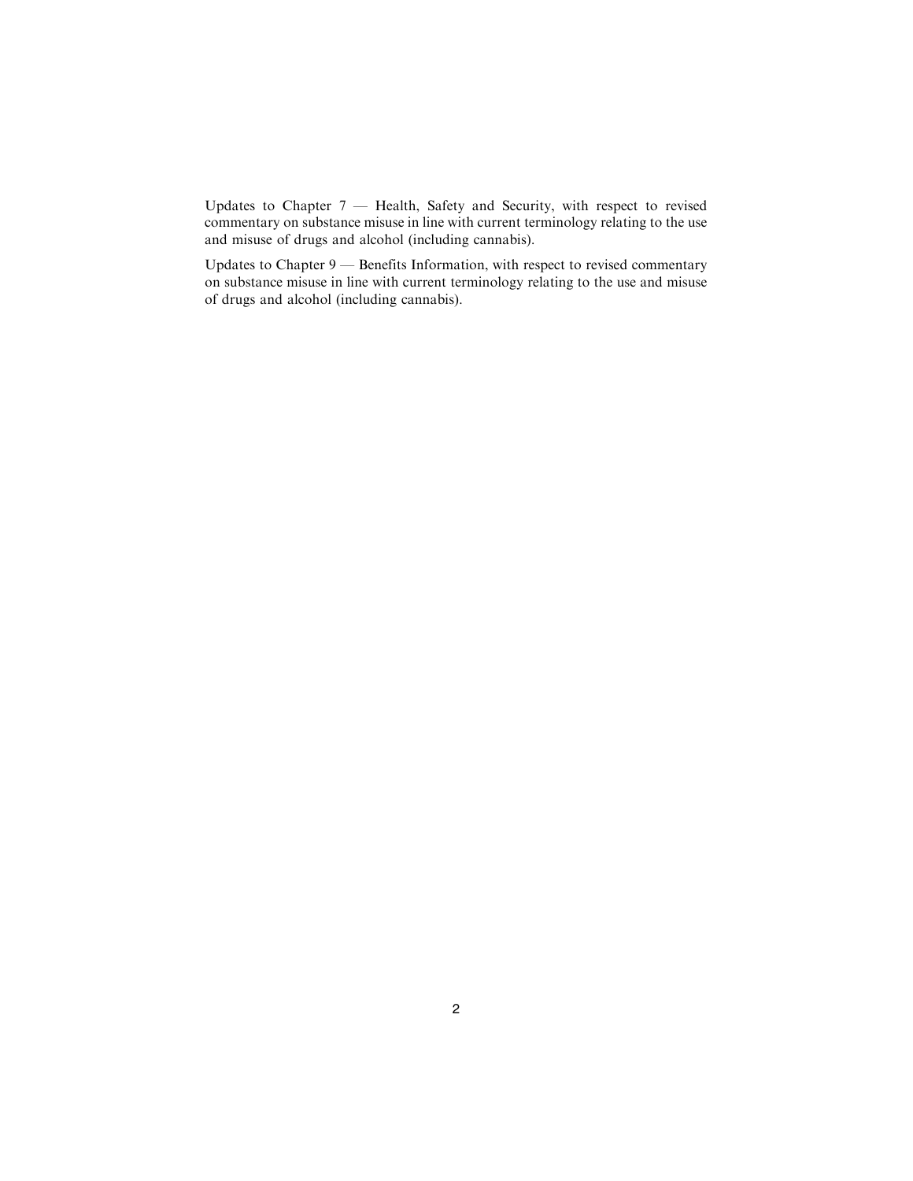Updates to Chapter 7 — Health, Safety and Security, with respect to revised commentary on substance misuse in line with current terminology relating to the use and misuse of drugs and alcohol (including cannabis).

Updates to Chapter 9 — Benefits Information, with respect to revised commentary on substance misuse in line with current terminology relating to the use and misuse of drugs and alcohol (including cannabis).